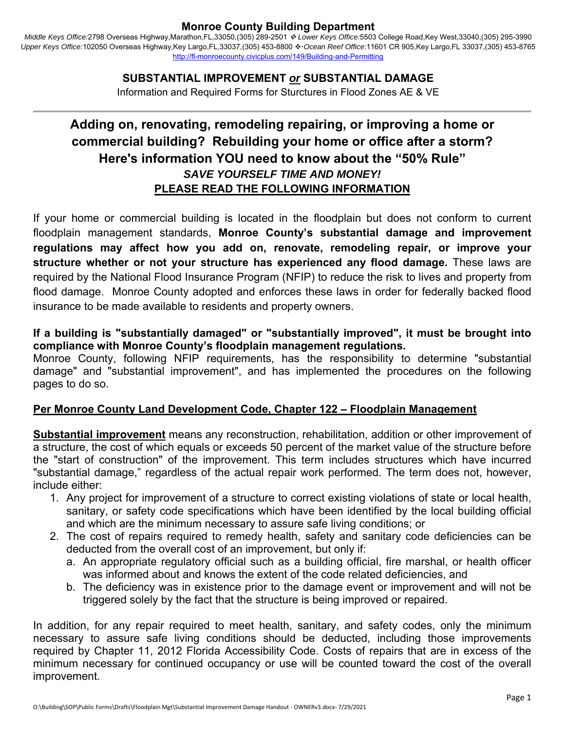# Monroe County Building Department

*Middle Keys Office:*2798 Overseas Highway,Marathon,FL,33050,(305) 289-2501 ❖ *Lower Keys Office:*5503 College Road,Key West,33040,(305) 295-3990
*Upper Keys Office:*102050 Overseas Highway,Key Largo,FL,33037,(305) 453-8800 ❖ *Ocean Reef Office*:11601 CR 905,Key Largo,FL 33037,(305) 453-8765
http://fl-monroecounty.civicplus.com/149/Building-and-Permitting

## SUBSTANTIAL IMPROVEMENT *or* SUBSTANTIAL DAMAGE

Information and Required Forms for Sturctures in Flood Zones AE & VE

---

## Adding on, renovating, remodeling repairing, or improving a home or commercial building? Rebuilding your home or office after a storm? Here's information YOU need to know about the "50% Rule"

***SAVE YOURSELF TIME AND MONEY!***

**PLEASE READ THE FOLLOWING INFORMATION**

If your home or commercial building is located in the floodplain but does not conform to current floodplain management standards, **Monroe County's substantial damage and improvement regulations may affect how you add on, renovate, remodeling repair, or improve your structure whether or not your structure has experienced any flood damage.** These laws are required by the National Flood Insurance Program (NFIP) to reduce the risk to lives and property from flood damage. Monroe County adopted and enforces these laws in order for federally backed flood insurance to be made available to residents and property owners.

**If a building is "substantially damaged" or "substantially improved", it must be brought into compliance with Monroe County's floodplain management regulations.**
Monroe County, following NFIP requirements, has the responsibility to determine "substantial damage" and "substantial improvement", and has implemented the procedures on the following pages to do so.

**Per Monroe County Land Development Code, Chapter 122 – Floodplain Management**

**Substantial improvement** means any reconstruction, rehabilitation, addition or other improvement of a structure, the cost of which equals or exceeds 50 percent of the market value of the structure before the "start of construction" of the improvement. This term includes structures which have incurred "substantial damage," regardless of the actual repair work performed. The term does not, however, include either:

1. Any project for improvement of a structure to correct existing violations of state or local health, sanitary, or safety code specifications which have been identified by the local building official and which are the minimum necessary to assure safe living conditions; or
2. The cost of repairs required to remedy health, safety and sanitary code deficiencies can be deducted from the overall cost of an improvement, but only if:
   a. An appropriate regulatory official such as a building official, fire marshal, or health officer was informed about and knows the extent of the code related deficiencies, and
   b. The deficiency was in existence prior to the damage event or improvement and will not be triggered solely by the fact that the structure is being improved or repaired.

In addition, for any repair required to meet health, sanitary, and safety codes, only the minimum necessary to assure safe living conditions should be deducted, including those improvements required by Chapter 11, 2012 Florida Accessibility Code. Costs of repairs that are in excess of the minimum necessary for continued occupancy or use will be counted toward the cost of the overall improvement.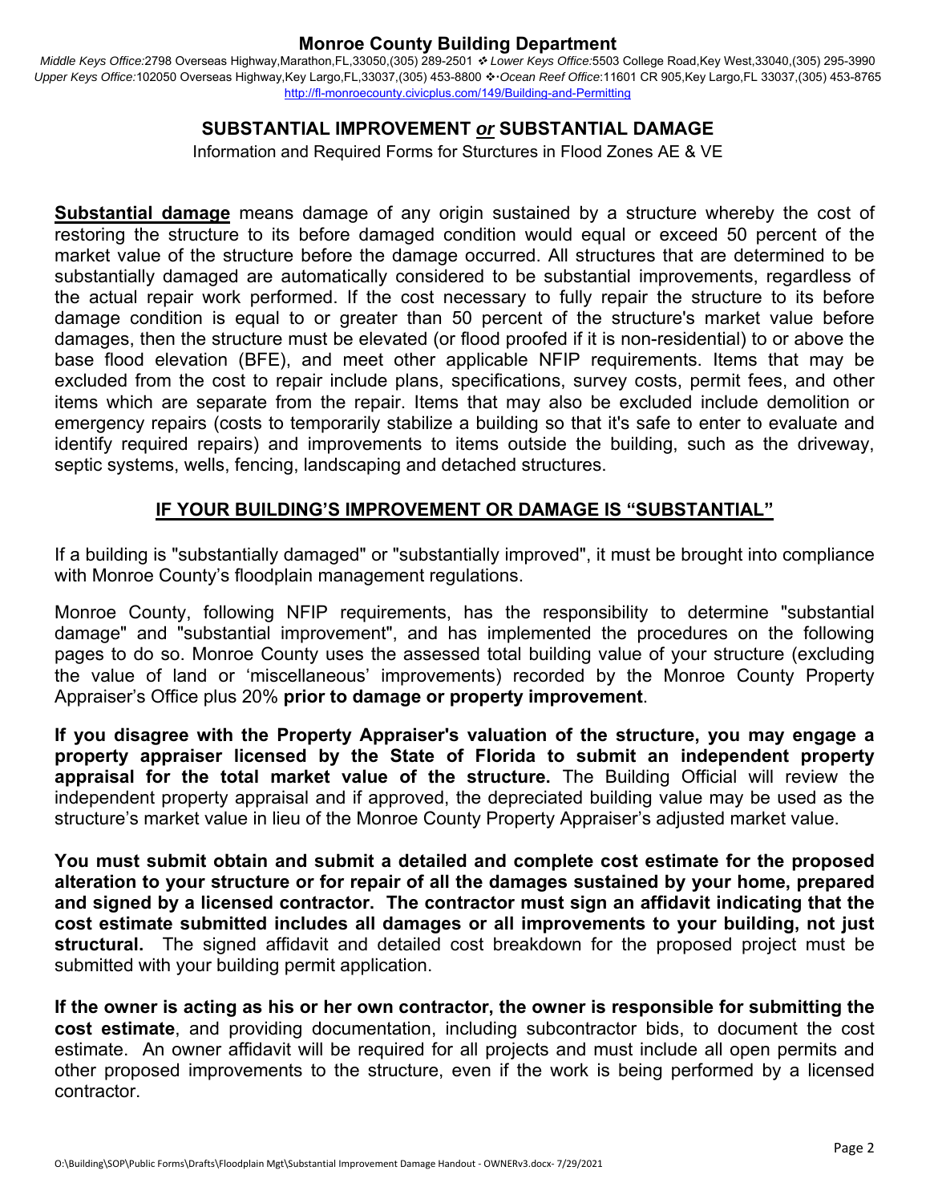# Monroe County Building Department

*Middle Keys Office:*2798 Overseas Highway,Marathon,FL,33050,(305) 289-2501 ❖ *Lower Keys Office:*5503 College Road,Key West,33040,(305) 295-3990
*Upper Keys Office:*102050 Overseas Highway,Key Largo,FL,33037,(305) 453-8800 ❖ *Ocean Reef Office*:11601 CR 905,Key Largo,FL 33037,(305) 453-8765
http://fl-monroecounty.civicplus.com/149/Building-and-Permitting

## SUBSTANTIAL IMPROVEMENT *or* SUBSTANTIAL DAMAGE

Information and Required Forms for Sturctures in Flood Zones AE & VE

**Substantial damage** means damage of any origin sustained by a structure whereby the cost of restoring the structure to its before damaged condition would equal or exceed 50 percent of the market value of the structure before the damage occurred. All structures that are determined to be substantially damaged are automatically considered to be substantial improvements, regardless of the actual repair work performed. If the cost necessary to fully repair the structure to its before damage condition is equal to or greater than 50 percent of the structure's market value before damages, then the structure must be elevated (or flood proofed if it is non-residential) to or above the base flood elevation (BFE), and meet other applicable NFIP requirements. Items that may be excluded from the cost to repair include plans, specifications, survey costs, permit fees, and other items which are separate from the repair. Items that may also be excluded include demolition or emergency repairs (costs to temporarily stabilize a building so that it's safe to enter to evaluate and identify required repairs) and improvements to items outside the building, such as the driveway, septic systems, wells, fencing, landscaping and detached structures.

## IF YOUR BUILDING'S IMPROVEMENT OR DAMAGE IS "SUBSTANTIAL"

If a building is "substantially damaged" or "substantially improved", it must be brought into compliance with Monroe County's floodplain management regulations.

Monroe County, following NFIP requirements, has the responsibility to determine "substantial damage" and "substantial improvement", and has implemented the procedures on the following pages to do so. Monroe County uses the assessed total building value of your structure (excluding the value of land or 'miscellaneous' improvements) recorded by the Monroe County Property Appraiser's Office plus 20% **prior to damage or property improvement**.

**If you disagree with the Property Appraiser's valuation of the structure, you may engage a property appraiser licensed by the State of Florida to submit an independent property appraisal for the total market value of the structure.** The Building Official will review the independent property appraisal and if approved, the depreciated building value may be used as the structure's market value in lieu of the Monroe County Property Appraiser's adjusted market value.

**You must submit obtain and submit a detailed and complete cost estimate for the proposed alteration to your structure or for repair of all the damages sustained by your home, prepared and signed by a licensed contractor. The contractor must sign an affidavit indicating that the cost estimate submitted includes all damages or all improvements to your building, not just structural.** The signed affidavit and detailed cost breakdown for the proposed project must be submitted with your building permit application.

**If the owner is acting as his or her own contractor, the owner is responsible for submitting the cost estimate**, and providing documentation, including subcontractor bids, to document the cost estimate. An owner affidavit will be required for all projects and must include all open permits and other proposed improvements to the structure, even if the work is being performed by a licensed contractor.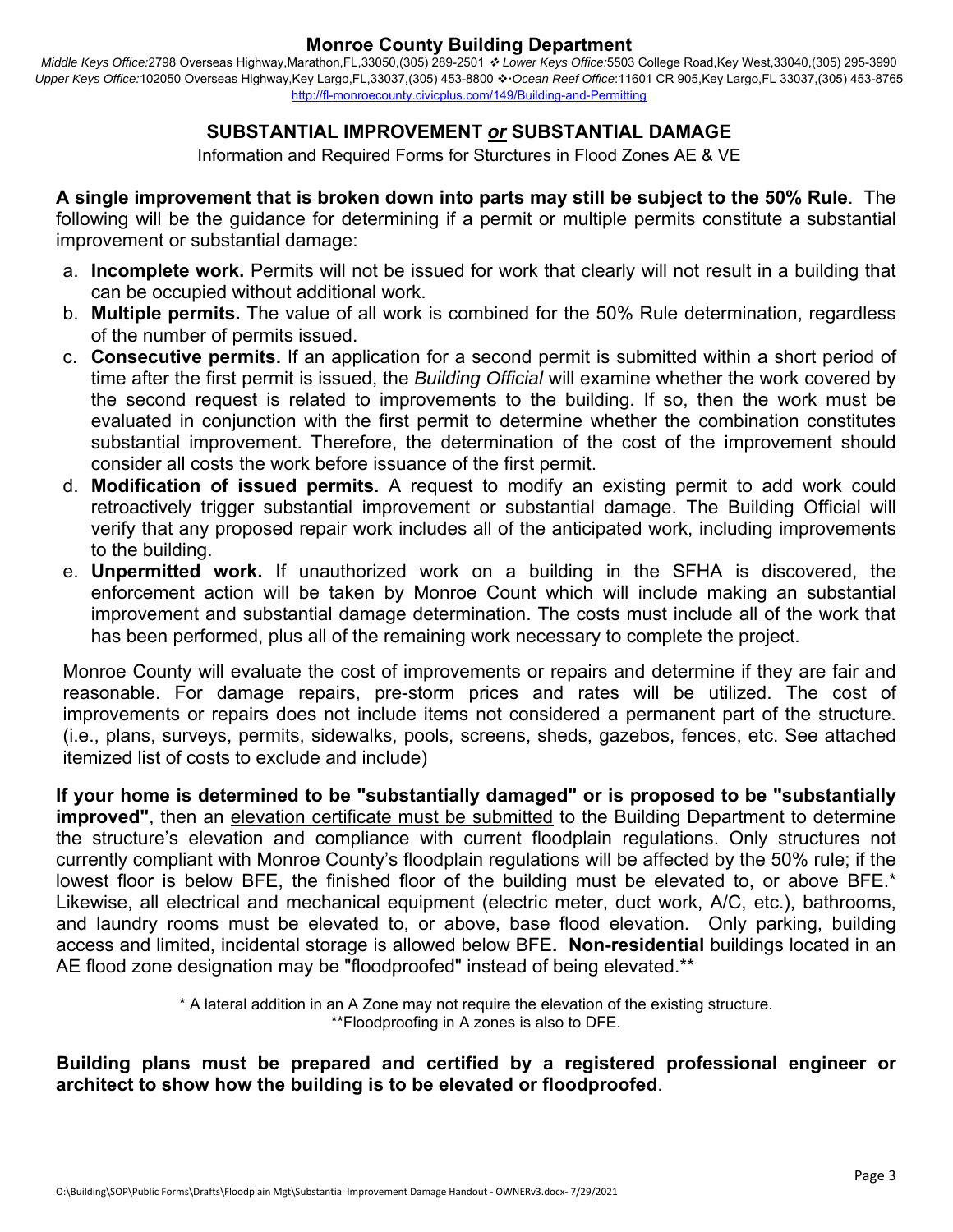# Monroe County Building Department

*Middle Keys Office:*2798 Overseas Highway,Marathon,FL,33050,(305) 289-2501 ❖ *Lower Keys Office:*5503 College Road,Key West,33040,(305) 295-3990
*Upper Keys Office:*102050 Overseas Highway,Key Largo,FL,33037,(305) 453-8800 ❖ *Ocean Reef Office*:11601 CR 905,Key Largo,FL 33037,(305) 453-8765
http://fl-monroecounty.civicplus.com/149/Building-and-Permitting

## SUBSTANTIAL IMPROVEMENT *or* SUBSTANTIAL DAMAGE

Information and Required Forms for Sturctures in Flood Zones AE & VE

**A single improvement that is broken down into parts may still be subject to the 50% Rule**. The following will be the guidance for determining if a permit or multiple permits constitute a substantial improvement or substantial damage:

a. **Incomplete work.** Permits will not be issued for work that clearly will not result in a building that can be occupied without additional work.
b. **Multiple permits.** The value of all work is combined for the 50% Rule determination, regardless of the number of permits issued.
c. **Consecutive permits.** If an application for a second permit is submitted within a short period of time after the first permit is issued, the *Building Official* will examine whether the work covered by the second request is related to improvements to the building. If so, then the work must be evaluated in conjunction with the first permit to determine whether the combination constitutes substantial improvement. Therefore, the determination of the cost of the improvement should consider all costs the work before issuance of the first permit.
d. **Modification of issued permits.** A request to modify an existing permit to add work could retroactively trigger substantial improvement or substantial damage. The Building Official will verify that any proposed repair work includes all of the anticipated work, including improvements to the building.
e. **Unpermitted work.** If unauthorized work on a building in the SFHA is discovered, the enforcement action will be taken by Monroe Count which will include making an substantial improvement and substantial damage determination. The costs must include all of the work that has been performed, plus all of the remaining work necessary to complete the project.

Monroe County will evaluate the cost of improvements or repairs and determine if they are fair and reasonable. For damage repairs, pre-storm prices and rates will be utilized. The cost of improvements or repairs does not include items not considered a permanent part of the structure. (i.e., plans, surveys, permits, sidewalks, pools, screens, sheds, gazebos, fences, etc. See attached itemized list of costs to exclude and include)

**If your home is determined to be "substantially damaged" or is proposed to be "substantially improved"**, then an elevation certificate must be submitted to the Building Department to determine the structure's elevation and compliance with current floodplain regulations. Only structures not currently compliant with Monroe County's floodplain regulations will be affected by the 50% rule; if the lowest floor is below BFE, the finished floor of the building must be elevated to, or above BFE.* Likewise, all electrical and mechanical equipment (electric meter, duct work, A/C, etc.), bathrooms, and laundry rooms must be elevated to, or above, base flood elevation. Only parking, building access and limited, incidental storage is allowed below BFE**.** **Non-residential** buildings located in an AE flood zone designation may be "floodproofed" instead of being elevated.**

\* A lateral addition in an A Zone may not require the elevation of the existing structure.
\*\*Floodproofing in A zones is also to DFE.

**Building plans must be prepared and certified by a registered professional engineer or architect to show how the building is to be elevated or floodproofed**.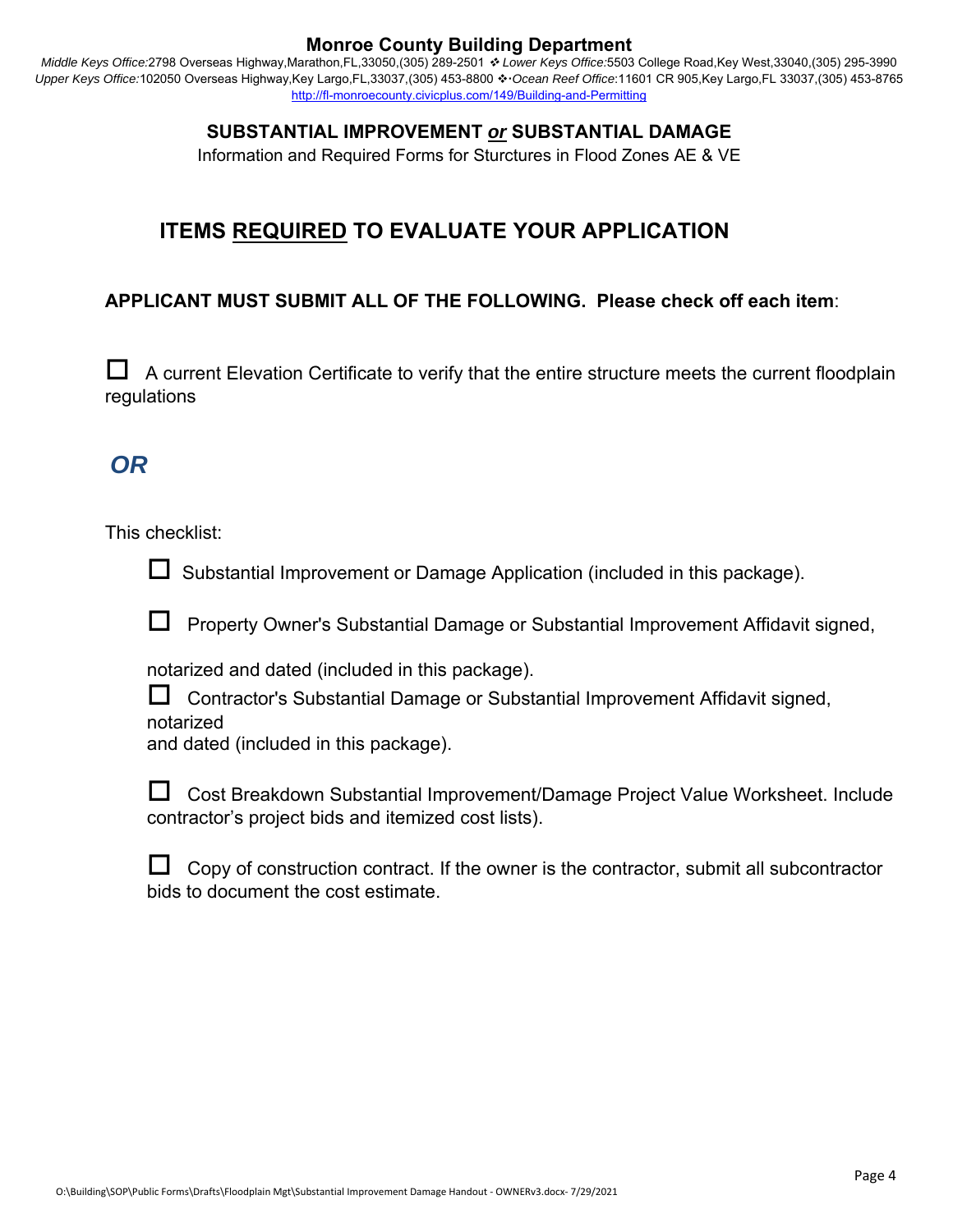**Monroe County Building Department**

*Middle Keys Office:*2798 Overseas Highway,Marathon,FL,33050,(305) 289-2501 ❖ *Lower Keys Office:*5503 College Road,Key West,33040,(305) 295-3990
*Upper Keys Office:*102050 Overseas Highway,Key Largo,FL,33037,(305) 453-8800 ❖ *Ocean Reef Office*:11601 CR 905,Key Largo,FL 33037,(305) 453-8765
http://fl-monroecounty.civicplus.com/149/Building-and-Permitting

## SUBSTANTIAL IMPROVEMENT *or* SUBSTANTIAL DAMAGE

Information and Required Forms for Sturctures in Flood Zones AE & VE

# ITEMS REQUIRED TO EVALUATE YOUR APPLICATION

**APPLICANT MUST SUBMIT ALL OF THE FOLLOWING. Please check off each item**:

☐ A current Elevation Certificate to verify that the entire structure meets the current floodplain regulations

***OR***

This checklist:

- ☐ Substantial Improvement or Damage Application (included in this package).
- ☐ Property Owner's Substantial Damage or Substantial Improvement Affidavit signed, notarized and dated (included in this package).
- ☐ Contractor's Substantial Damage or Substantial Improvement Affidavit signed, notarized and dated (included in this package).
- ☐ Cost Breakdown Substantial Improvement/Damage Project Value Worksheet. Include contractor's project bids and itemized cost lists).
- ☐ Copy of construction contract. If the owner is the contractor, submit all subcontractor bids to document the cost estimate.

O:\Building\SOP\Public Forms\Drafts\Floodplain Mgt\Substantial Improvement Damage Handout - OWNERv3.docx- 7/29/2021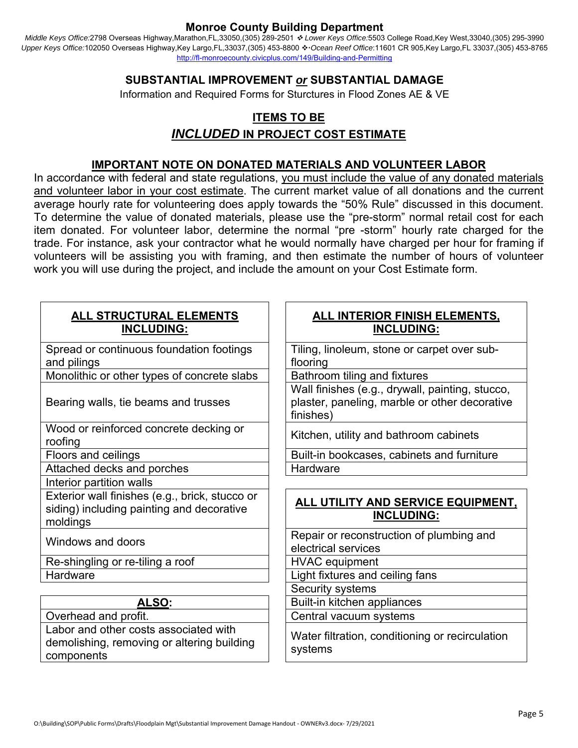# Monroe County Building Department

*Middle Keys Office:*2798 Overseas Highway,Marathon,FL,33050,(305) 289-2501 ❖ *Lower Keys Office:*5503 College Road,Key West,33040,(305) 295-3990
*Upper Keys Office:*102050 Overseas Highway,Key Largo,FL,33037,(305) 453-8800 ❖ *Ocean Reef Office*:11601 CR 905,Key Largo,FL 33037,(305) 453-8765
http://fl-monroecounty.civicplus.com/149/Building-and-Permitting

## SUBSTANTIAL IMPROVEMENT *or* SUBSTANTIAL DAMAGE

Information and Required Forms for Sturctures in Flood Zones AE & VE

## ITEMS TO BE *INCLUDED* IN PROJECT COST ESTIMATE

### IMPORTANT NOTE ON DONATED MATERIALS AND VOLUNTEER LABOR

In accordance with federal and state regulations, you must include the value of any donated materials and volunteer labor in your cost estimate. The current market value of all donations and the current average hourly rate for volunteering does apply towards the "50% Rule" discussed in this document. To determine the value of donated materials, please use the "pre-storm" normal retail cost for each item donated. For volunteer labor, determine the normal "pre -storm" hourly rate charged for the trade. For instance, ask your contractor what he would normally have charged per hour for framing if volunteers will be assisting you with framing, and then estimate the number of hours of volunteer work you will use during the project, and include the amount on your Cost Estimate form.

| ALL STRUCTURAL ELEMENTS INCLUDING: |
|---|
| Spread or continuous foundation footings and pilings |
| Monolithic or other types of concrete slabs |
| Bearing walls, tie beams and trusses |
| Wood or reinforced concrete decking or roofing |
| Floors and ceilings |
| Attached decks and porches |
| Interior partition walls |
| Exterior wall finishes (e.g., brick, stucco or siding) including painting and decorative moldings |
| Windows and doors |
| Re-shingling or re-tiling a roof |
| Hardware |

| ALSO: |
|---|
| Overhead and profit. |
| Labor and other costs associated with demolishing, removing or altering building components |

| ALL INTERIOR FINISH ELEMENTS, INCLUDING: |
|---|
| Tiling, linoleum, stone or carpet over sub-flooring |
| Bathroom tiling and fixtures |
| Wall finishes (e.g., drywall, painting, stucco, plaster, paneling, marble or other decorative finishes) |
| Kitchen, utility and bathroom cabinets |
| Built-in bookcases, cabinets and furniture |
| Hardware |

| ALL UTILITY AND SERVICE EQUIPMENT, INCLUDING: |
|---|
| Repair or reconstruction of plumbing and electrical services |
| HVAC equipment |
| Light fixtures and ceiling fans |
| Security systems |
| Built-in kitchen appliances |
| Central vacuum systems |
| Water filtration, conditioning or recirculation systems |

O:\Building\SOP\Public Forms\Drafts\Floodplain Mgt\Substantial Improvement Damage Handout - OWNERv3.docx- 7/29/2021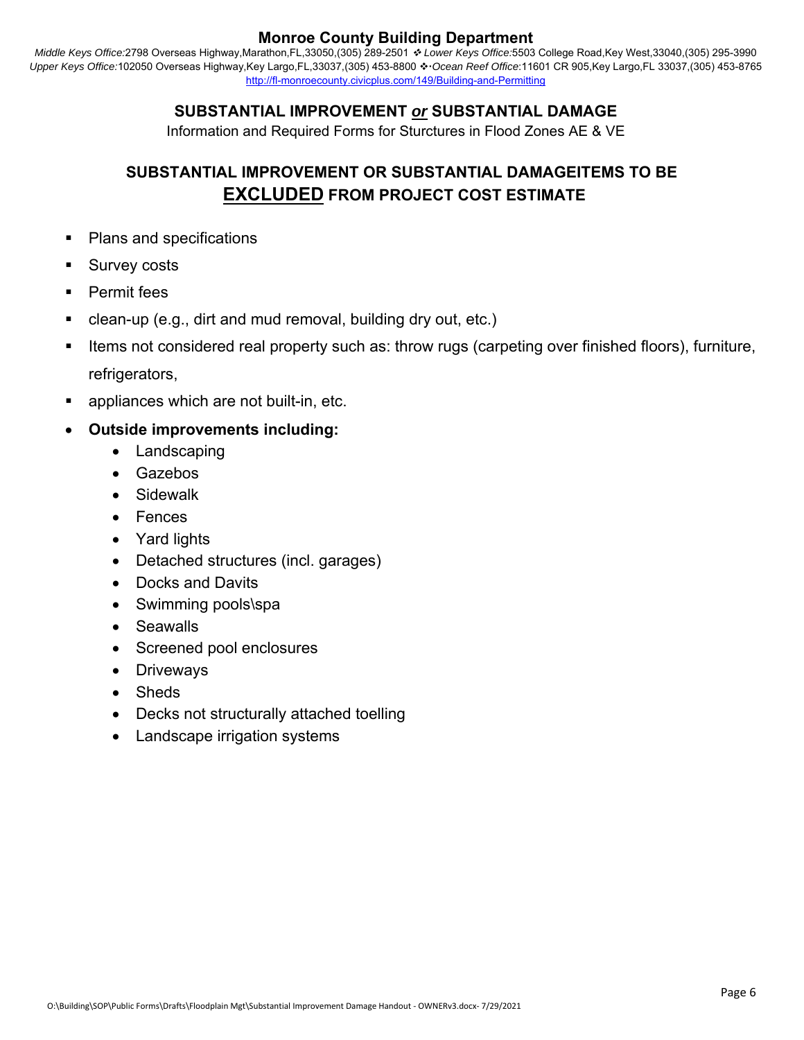# Monroe County Building Department

*Middle Keys Office:*2798 Overseas Highway,Marathon,FL,33050,(305) 289-2501 ❖ *Lower Keys Office:*5503 College Road,Key West,33040,(305) 295-3990
*Upper Keys Office:*102050 Overseas Highway,Key Largo,FL,33037,(305) 453-8800 ❖ *Ocean Reef Office*:11601 CR 905,Key Largo,FL 33037,(305) 453-8765
http://fl-monroecounty.civicplus.com/149/Building-and-Permitting

## SUBSTANTIAL IMPROVEMENT *or* SUBSTANTIAL DAMAGE

Information and Required Forms for Sturctures in Flood Zones AE & VE

## SUBSTANTIAL IMPROVEMENT OR SUBSTANTIAL DAMAGEITEMS TO BE EXCLUDED FROM PROJECT COST ESTIMATE

- Plans and specifications
- Survey costs
- Permit fees
- clean-up (e.g., dirt and mud removal, building dry out, etc.)
- Items not considered real property such as: throw rugs (carpeting over finished floors), furniture, refrigerators,
- appliances which are not built-in, etc.
- **Outside improvements including:**
  - Landscaping
  - Gazebos
  - Sidewalk
  - Fences
  - Yard lights
  - Detached structures (incl. garages)
  - Docks and Davits
  - Swimming pools\spa
  - Seawalls
  - Screened pool enclosures
  - Driveways
  - Sheds
  - Decks not structurally attached toelling
  - Landscape irrigation systems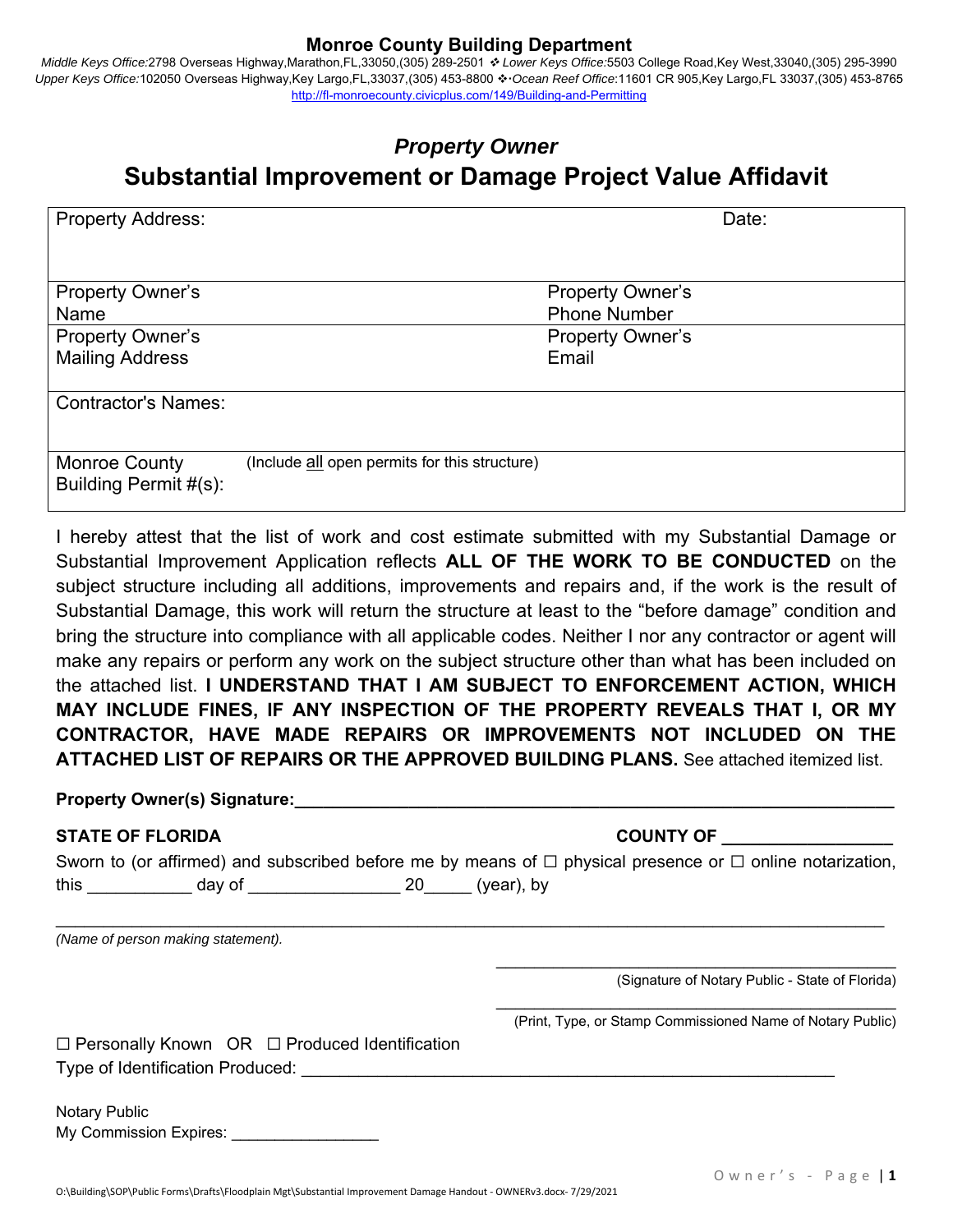# Monroe County Building Department

*Middle Keys Office:*2798 Overseas Highway,Marathon,FL,33050,(305) 289-2501 ❖ *Lower Keys Office:*5503 College Road,Key West,33040,(305) 295-3990
*Upper Keys Office:*102050 Overseas Highway,Key Largo,FL,33037,(305) 453-8800 ❖ *Ocean Reef Office*:11601 CR 905,Key Largo,FL 33037,(305) 453-8765
http://fl-monroecounty.civicplus.com/149/Building-and-Permitting

## *Property Owner*

## Substantial Improvement or Damage Project Value Affidavit

| Property Address: | | Date: |
|---|---|---|
| Property Owner's Name | Property Owner's Phone Number | |
| Property Owner's Mailing Address | Property Owner's Email | |
| Contractor's Names: | | |
| Monroe County Building Permit #(s): | (Include all open permits for this structure) | |

I hereby attest that the list of work and cost estimate submitted with my Substantial Damage or Substantial Improvement Application reflects **ALL OF THE WORK TO BE CONDUCTED** on the subject structure including all additions, improvements and repairs and, if the work is the result of Substantial Damage, this work will return the structure at least to the "before damage" condition and bring the structure into compliance with all applicable codes. Neither I nor any contractor or agent will make any repairs or perform any work on the subject structure other than what has been included on the attached list. **I UNDERSTAND THAT I AM SUBJECT TO ENFORCEMENT ACTION, WHICH MAY INCLUDE FINES, IF ANY INSPECTION OF THE PROPERTY REVEALS THAT I, OR MY CONTRACTOR, HAVE MADE REPAIRS OR IMPROVEMENTS NOT INCLUDED ON THE ATTACHED LIST OF REPAIRS OR THE APPROVED BUILDING PLANS.** See attached itemized list.

**Property Owner(s) Signature:**\_\_\_\_\_\_\_\_\_\_\_\_\_\_\_\_\_\_\_\_\_\_\_\_\_\_\_\_\_\_\_\_\_\_\_\_\_\_\_\_\_\_\_\_\_\_\_\_

**STATE OF FLORIDA** **COUNTY OF** \_\_\_\_\_\_\_\_\_\_\_\_\_\_\_\_\_\_

Sworn to (or affirmed) and subscribed before me by means of ☐ physical presence or ☐ online notarization, this \_\_\_\_\_\_\_\_\_\_\_ day of \_\_\_\_\_\_\_\_\_\_\_\_\_\_\_\_ 20\_\_\_\_\_ (year), by

\_\_\_\_\_\_\_\_\_\_\_\_\_\_\_\_\_\_\_\_\_\_\_\_\_\_\_\_\_\_\_\_\_\_\_\_\_\_\_\_\_\_\_\_\_\_\_\_\_\_\_\_\_\_\_\_\_\_\_\_\_\_\_\_\_\_\_\_\_\_\_\_\_\_\_\_

*(Name of person making statement).*

\_\_\_\_\_\_\_\_\_\_\_\_\_\_\_\_\_\_\_\_\_\_\_\_\_\_\_\_\_\_\_\_\_\_\_\_\_\_\_\_\_\_\_\_
(Signature of Notary Public - State of Florida)

\_\_\_\_\_\_\_\_\_\_\_\_\_\_\_\_\_\_\_\_\_\_\_\_\_\_\_\_\_\_\_\_\_\_\_\_\_\_\_\_\_\_\_\_
(Print, Type, or Stamp Commissioned Name of Notary Public)

☐ Personally Known OR ☐ Produced Identification
Type of Identification Produced: \_\_\_\_\_\_\_\_\_\_\_\_\_\_\_\_\_\_\_\_\_\_\_\_\_\_\_\_\_\_\_\_\_\_\_\_\_\_\_\_\_\_\_\_\_\_\_\_\_\_\_\_\_\_\_\_\_\_

Notary Public
My Commission Expires: \_\_\_\_\_\_\_\_\_\_\_\_\_\_\_\_\_

O:\Building\SOP\Public Forms\Drafts\Floodplain Mgt\Substantial Improvement Damage Handout - OWNERv3.docx- 7/29/2021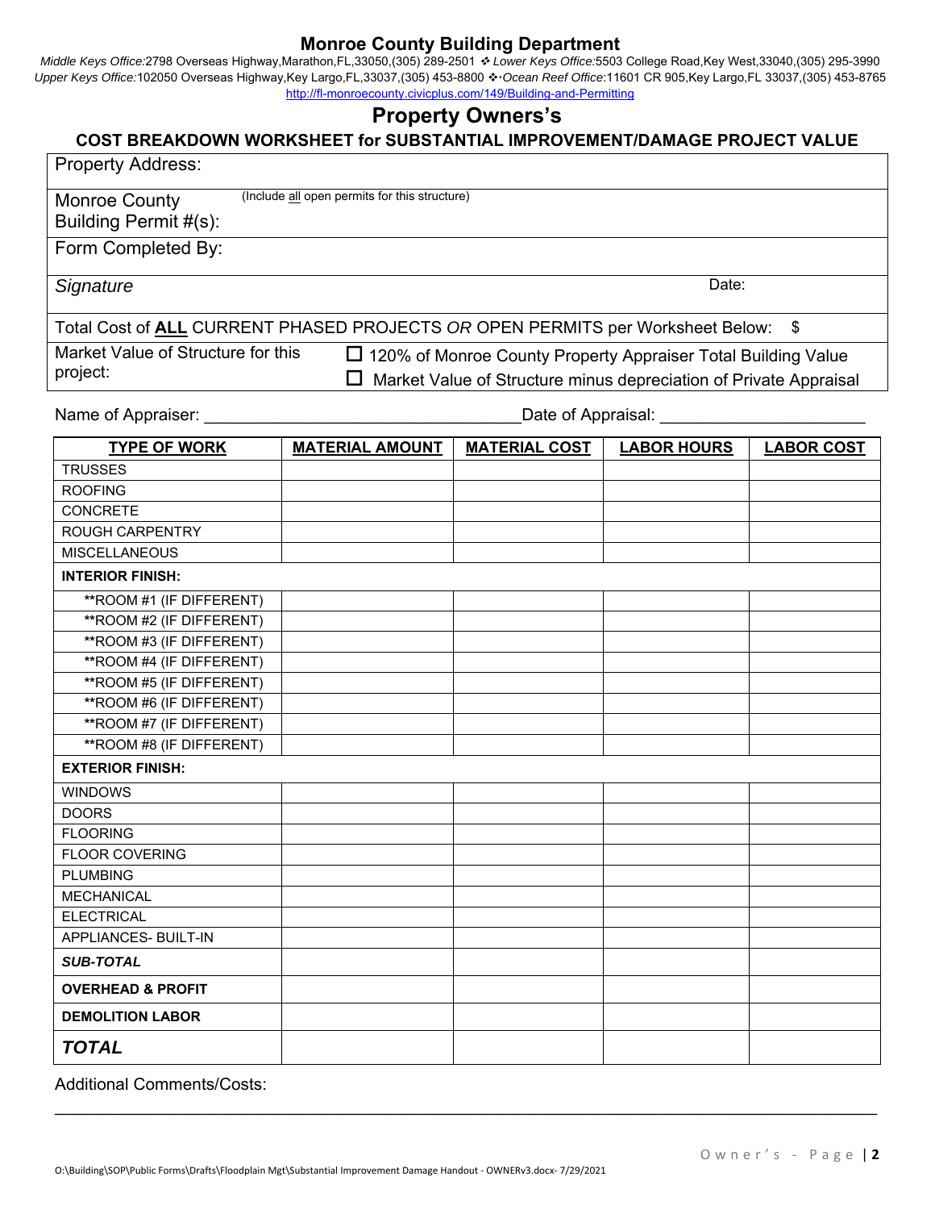## Monroe County Building Department

*Middle Keys Office:*2798 Overseas Highway,Marathon,FL,33050,(305) 289-2501 ❖ *Lower Keys Office:*5503 College Road,Key West,33040,(305) 295-3990
*Upper Keys Office:*102050 Overseas Highway,Key Largo,FL,33037,(305) 453-8800 ❖ *Ocean Reef Office*:11601 CR 905,Key Largo,FL 33037,(305) 453-8765
http://fl-monroecounty.civicplus.com/149/Building-and-Permitting

# Property Owners's

### COST BREAKDOWN WORKSHEET for SUBSTANTIAL IMPROVEMENT/DAMAGE PROJECT VALUE

| | |
|---|---|
| Property Address: | |
| Monroe County Building Permit #(s): | (Include <u>all</u> open permits for this structure) |
| Form Completed By: | |
| *Signature* | Date: |
| Total Cost of **<u>ALL</u>** CURRENT PHASED PROJECTS *OR* OPEN PERMITS per Worksheet Below: | $ |
| Market Value of Structure for this project: | ☐ 120% of Monroe County Property Appraiser Total Building Value<br>☐ Market Value of Structure minus depreciation of Private Appraisal |

Name of Appraiser: _______________________________Date of Appraisal: ____________________

| TYPE OF WORK | MATERIAL AMOUNT | MATERIAL COST | LABOR HOURS | LABOR COST |
|---|---|---|---|---|
| TRUSSES | | | | |
| ROOFING | | | | |
| CONCRETE | | | | |
| ROUGH CARPENTRY | | | | |
| MISCELLANEOUS | | | | |
| **INTERIOR FINISH:** | | | | |
| **ROOM #1 (IF DIFFERENT) | | | | |
| **ROOM #2 (IF DIFFERENT) | | | | |
| **ROOM #3 (IF DIFFERENT) | | | | |
| **ROOM #4 (IF DIFFERENT) | | | | |
| **ROOM #5 (IF DIFFERENT) | | | | |
| **ROOM #6 (IF DIFFERENT) | | | | |
| **ROOM #7 (IF DIFFERENT) | | | | |
| **ROOM #8 (IF DIFFERENT) | | | | |
| **EXTERIOR FINISH:** | | | | |
| WINDOWS | | | | |
| DOORS | | | | |
| FLOORING | | | | |
| FLOOR COVERING | | | | |
| PLUMBING | | | | |
| MECHANICAL | | | | |
| ELECTRICAL | | | | |
| APPLIANCES- BUILT-IN | | | | |
| ***SUB-TOTAL*** | | | | |
| **OVERHEAD & PROFIT** | | | | |
| **DEMOLITION LABOR** | | | | |
| ***TOTAL*** | | | | |

Additional Comments/Costs:

_______________________________________________________________________________

O:\Building\SOP\Public Forms\Drafts\Floodplain Mgt\Substantial Improvement Damage Handout - OWNERv3.docx- 7/29/2021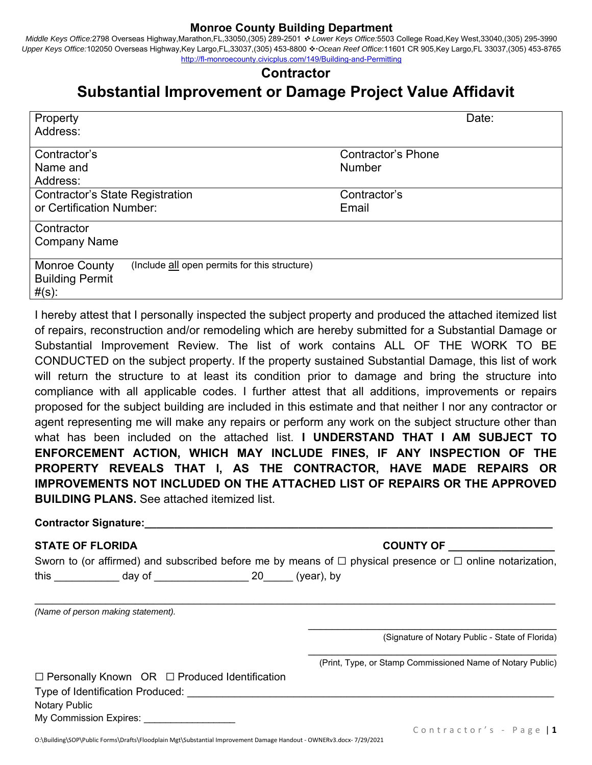## Monroe County Building Department

*Middle Keys Office:*2798 Overseas Highway,Marathon,FL,33050,(305) 289-2501 ❖ *Lower Keys Office:*5503 College Road,Key West,33040,(305) 295-3990
*Upper Keys Office:*102050 Overseas Highway,Key Largo,FL,33037,(305) 453-8800 ❖ *Ocean Reef Office*:11601 CR 905,Key Largo,FL 33037,(305) 453-8765
http://fl-monroecounty.civicplus.com/149/Building-and-Permitting

# Contractor

# Substantial Improvement or Damage Project Value Affidavit

| | |
|---|---|
| Property Address: | Date: |
| Contractor's Name and Address: | Contractor's Phone Number |
| Contractor's State Registration or Certification Number: | Contractor's Email |
| Contractor Company Name | |
| Monroe County Building Permit #(s): (Include all open permits for this structure) | |

I hereby attest that I personally inspected the subject property and produced the attached itemized list of repairs, reconstruction and/or remodeling which are hereby submitted for a Substantial Damage or Substantial Improvement Review. The list of work contains ALL OF THE WORK TO BE CONDUCTED on the subject property. If the property sustained Substantial Damage, this list of work will return the structure to at least its condition prior to damage and bring the structure into compliance with all applicable codes. I further attest that all additions, improvements or repairs proposed for the subject building are included in this estimate and that neither I nor any contractor or agent representing me will make any repairs or perform any work on the subject structure other than what has been included on the attached list. **I UNDERSTAND THAT I AM SUBJECT TO ENFORCEMENT ACTION, WHICH MAY INCLUDE FINES, IF ANY INSPECTION OF THE PROPERTY REVEALS THAT I, AS THE CONTRACTOR, HAVE MADE REPAIRS OR IMPROVEMENTS NOT INCLUDED ON THE ATTACHED LIST OF REPAIRS OR THE APPROVED BUILDING PLANS.** See attached itemized list.

**Contractor Signature:**___________________________________________________________

**STATE OF FLORIDA** **COUNTY OF** _________________

Sworn to (or affirmed) and subscribed before me by means of ☐ physical presence or ☐ online notarization, this ___________ day of ________________ 20_____ (year), by

_____________________________________________________________________________

*(Name of person making statement).*

_______________________________________________
(Signature of Notary Public - State of Florida)

_______________________________________________
(Print, Type, or Stamp Commissioned Name of Notary Public)

☐ Personally Known OR ☐ Produced Identification

Type of Identification Produced: _______________________________________________

Notary Public

My Commission Expires: ________________

O:\Building\SOP\Public Forms\Drafts\Floodplain Mgt\Substantial Improvement Damage Handout - OWNERv3.docx- 7/29/2021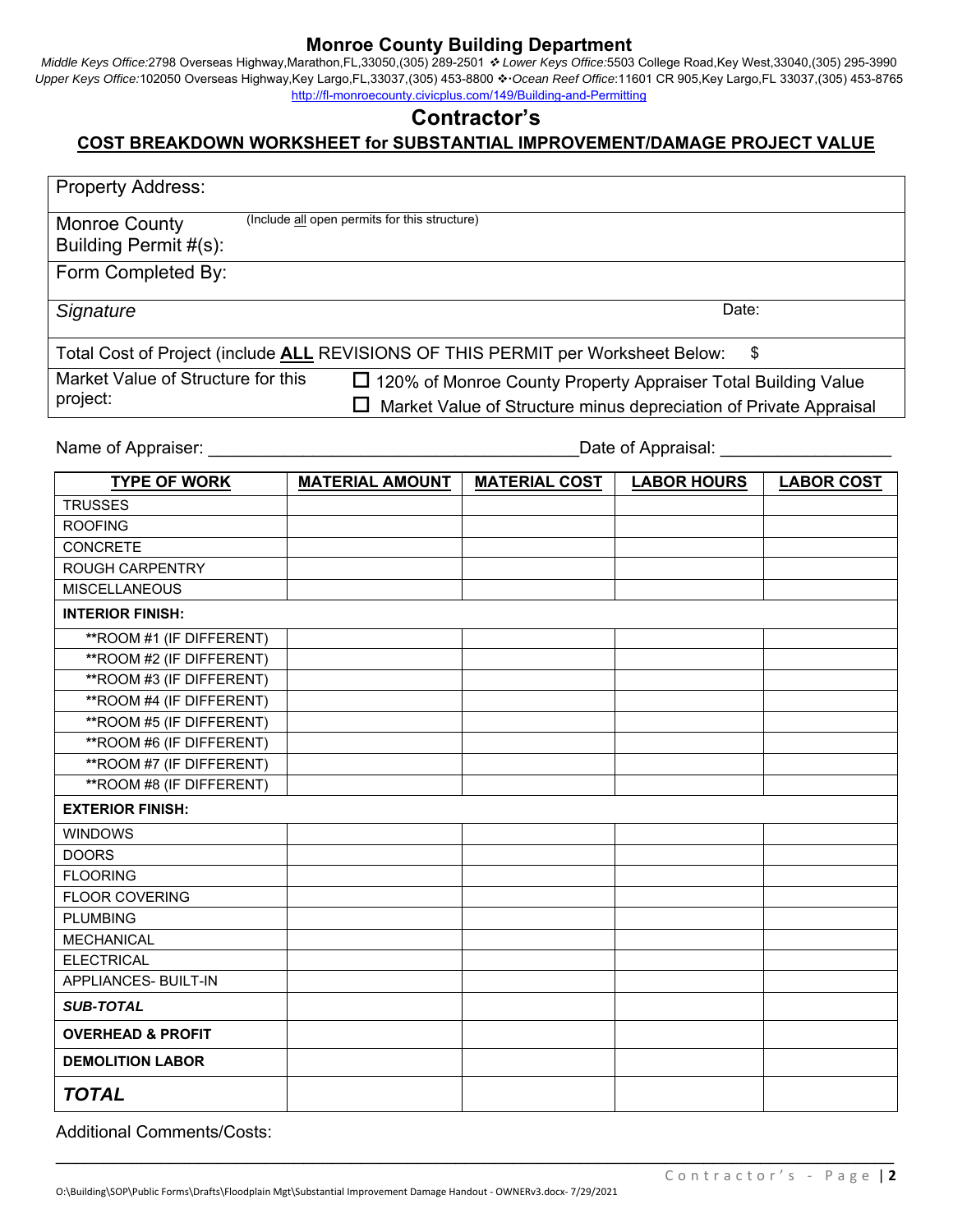# Monroe County Building Department

*Middle Keys Office:*2798 Overseas Highway,Marathon,FL,33050,(305) 289-2501 ❖ *Lower Keys Office:*5503 College Road,Key West,33040,(305) 295-3990
*Upper Keys Office:*102050 Overseas Highway,Key Largo,FL,33037,(305) 453-8800 ❖ *Ocean Reef Office*:11601 CR 905,Key Largo,FL 33037,(305) 453-8765
http://fl-monroecounty.civicplus.com/149/Building-and-Permitting

## Contractor's

### COST BREAKDOWN WORKSHEET for SUBSTANTIAL IMPROVEMENT/DAMAGE PROJECT VALUE

| | |
|---|---|
| Property Address: | |
| Monroe County Building Permit #(s): | (Include all open permits for this structure) |
| Form Completed By: | |
| *Signature* | Date: |
| Total Cost of Project (include **ALL** REVISIONS OF THIS PERMIT per Worksheet Below: | $ |
| Market Value of Structure for this project: | ☐ 120% of Monroe County Property Appraiser Total Building Value<br>☐ Market Value of Structure minus depreciation of Private Appraisal |

Name of Appraiser: ______________________________________ Date of Appraisal: _________________

| TYPE OF WORK | MATERIAL AMOUNT | MATERIAL COST | LABOR HOURS | LABOR COST |
|---|---|---|---|---|
| TRUSSES | | | | |
| ROOFING | | | | |
| CONCRETE | | | | |
| ROUGH CARPENTRY | | | | |
| MISCELLANEOUS | | | | |
| **INTERIOR FINISH:** | | | | |
| **ROOM #1 (IF DIFFERENT) | | | | |
| **ROOM #2 (IF DIFFERENT) | | | | |
| **ROOM #3 (IF DIFFERENT) | | | | |
| **ROOM #4 (IF DIFFERENT) | | | | |
| **ROOM #5 (IF DIFFERENT) | | | | |
| **ROOM #6 (IF DIFFERENT) | | | | |
| **ROOM #7 (IF DIFFERENT) | | | | |
| **ROOM #8 (IF DIFFERENT) | | | | |
| **EXTERIOR FINISH:** | | | | |
| WINDOWS | | | | |
| DOORS | | | | |
| FLOORING | | | | |
| FLOOR COVERING | | | | |
| PLUMBING | | | | |
| MECHANICAL | | | | |
| ELECTRICAL | | | | |
| APPLIANCES- BUILT-IN | | | | |
| ***SUB-TOTAL*** | | | | |
| **OVERHEAD & PROFIT** | | | | |
| **DEMOLITION LABOR** | | | | |
| ***TOTAL*** | | | | |

Additional Comments/Costs:

O:\Building\SOP\Public Forms\Drafts\Floodplain Mgt\Substantial Improvement Damage Handout - OWNERv3.docx- 7/29/2021